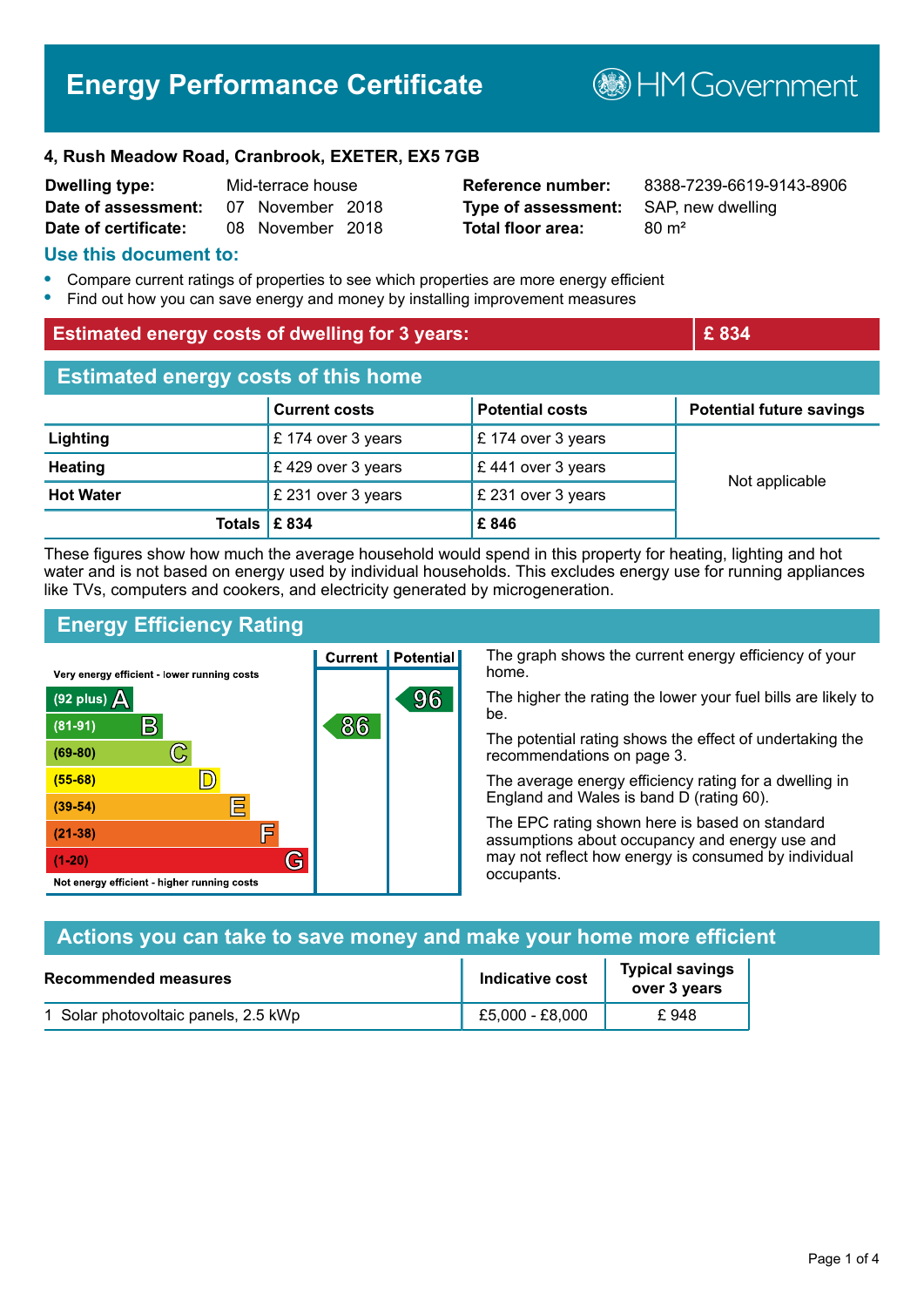# Energy Performance Certificate

HM Government

**4, Rush Meadow Road, Cranbrook, EXETER, EX5 7GB**

| | | | |
|---|---|---|---|
| **Dwelling type:** | Mid-terrace house | **Reference number:** | 8388-7239-6619-9143-8906 |
| **Date of assessment:** | 07 November 2018 | **Type of assessment:** | SAP, new dwelling |
| **Date of certificate:** | 08 November 2018 | **Total floor area:** | 80 m² |

## Use this document to:

- Compare current ratings of properties to see which properties are more energy efficient
- Find out how you can save energy and money by installing improvement measures

| **Estimated energy costs of dwelling for 3 years:** | **£ 834** |
|---|---|

## Estimated energy costs of this home

| | Current costs | Potential costs | Potential future savings |
|---|---|---|---|
| **Lighting** | £ 174 over 3 years | £ 174 over 3 years | Not applicable |
| **Heating** | £ 429 over 3 years | £ 441 over 3 years | |
| **Hot Water** | £ 231 over 3 years | £ 231 over 3 years | |
| **Totals** | **£ 834** | **£ 846** | |

These figures show how much the average household would spend in this property for heating, lighting and hot water and is not based on energy used by individual households. This excludes energy use for running appliances like TVs, computers and cookers, and electricity generated by microgeneration.

## Energy Efficiency Rating

| Rating band | Current | Potential |
|---|---|---|
| Very energy efficient - lower running costs | | |
| (92 plus) A | | 96 |
| (81-91) B | 86 | |
| (69-80) C | | |
| (55-68) D | | |
| (39-54) E | | |
| (21-38) F | | |
| (1-20) G | | |
| Not energy efficient - higher running costs | | |

The graph shows the current energy efficiency of your home.

The higher the rating the lower your fuel bills are likely to be.

The potential rating shows the effect of undertaking the recommendations on page 3.

The average energy efficiency rating for a dwelling in England and Wales is band D (rating 60).

The EPC rating shown here is based on standard assumptions about occupancy and energy use and may not reflect how energy is consumed by individual occupants.

## Actions you can take to save money and make your home more efficient

| Recommended measures | Indicative cost | Typical savings over 3 years |
|---|---|---|
| 1 Solar photovoltaic panels, 2.5 kWp | £5,000 - £8,000 | £ 948 |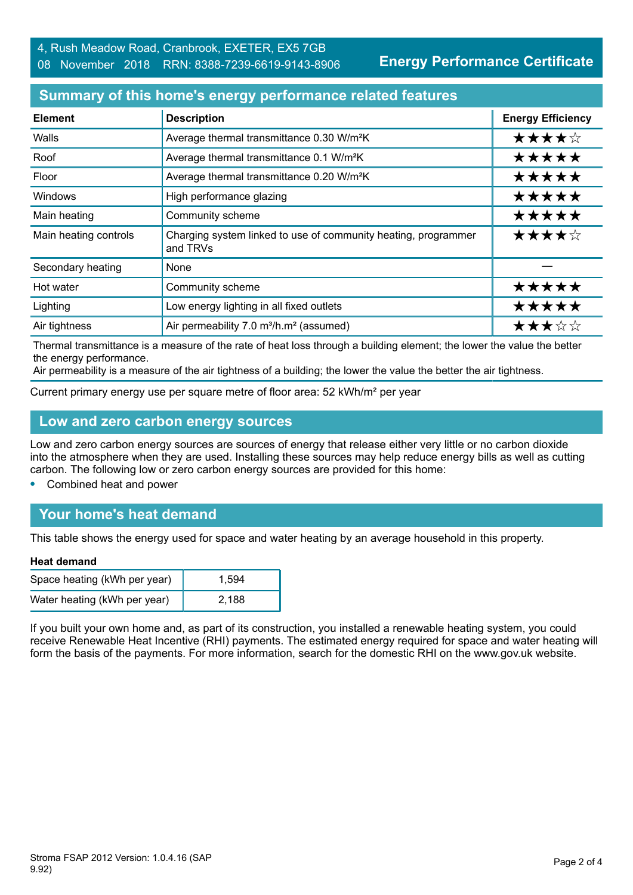4, Rush Meadow Road, Cranbrook, EXETER, EX5 7GB
08 November 2018 RRN: 8388-7239-6619-9143-8906

**Energy Performance Certificate**

## Summary of this home's energy performance related features

| Element | Description | Energy Efficiency |
|---|---|---|
| Walls | Average thermal transmittance 0.30 W/m²K | ★★★★☆ |
| Roof | Average thermal transmittance 0.1 W/m²K | ★★★★★ |
| Floor | Average thermal transmittance 0.20 W/m²K | ★★★★★ |
| Windows | High performance glazing | ★★★★★ |
| Main heating | Community scheme | ★★★★★ |
| Main heating controls | Charging system linked to use of community heating, programmer and TRVs | ★★★★☆ |
| Secondary heating | None | — |
| Hot water | Community scheme | ★★★★★ |
| Lighting | Low energy lighting in all fixed outlets | ★★★★★ |
| Air tightness | Air permeability 7.0 m³/h.m² (assumed) | ★★★☆☆ |

Thermal transmittance is a measure of the rate of heat loss through a building element; the lower the value the better the energy performance.
Air permeability is a measure of the air tightness of a building; the lower the value the better the air tightness.

Current primary energy use per square metre of floor area: 52 kWh/m² per year

## Low and zero carbon energy sources

Low and zero carbon energy sources are sources of energy that release either very little or no carbon dioxide into the atmosphere when they are used. Installing these sources may help reduce energy bills as well as cutting carbon. The following low or zero carbon energy sources are provided for this home:

- Combined heat and power

## Your home's heat demand

This table shows the energy used for space and water heating by an average household in this property.

**Heat demand**

| | |
|---|---|
| Space heating (kWh per year) | 1,594 |
| Water heating (kWh per year) | 2,188 |

If you built your own home and, as part of its construction, you installed a renewable heating system, you could receive Renewable Heat Incentive (RHI) payments. The estimated energy required for space and water heating will form the basis of the payments. For more information, search for the domestic RHI on the www.gov.uk website.

Stroma FSAP 2012 Version: 1.0.4.16 (SAP 9.92)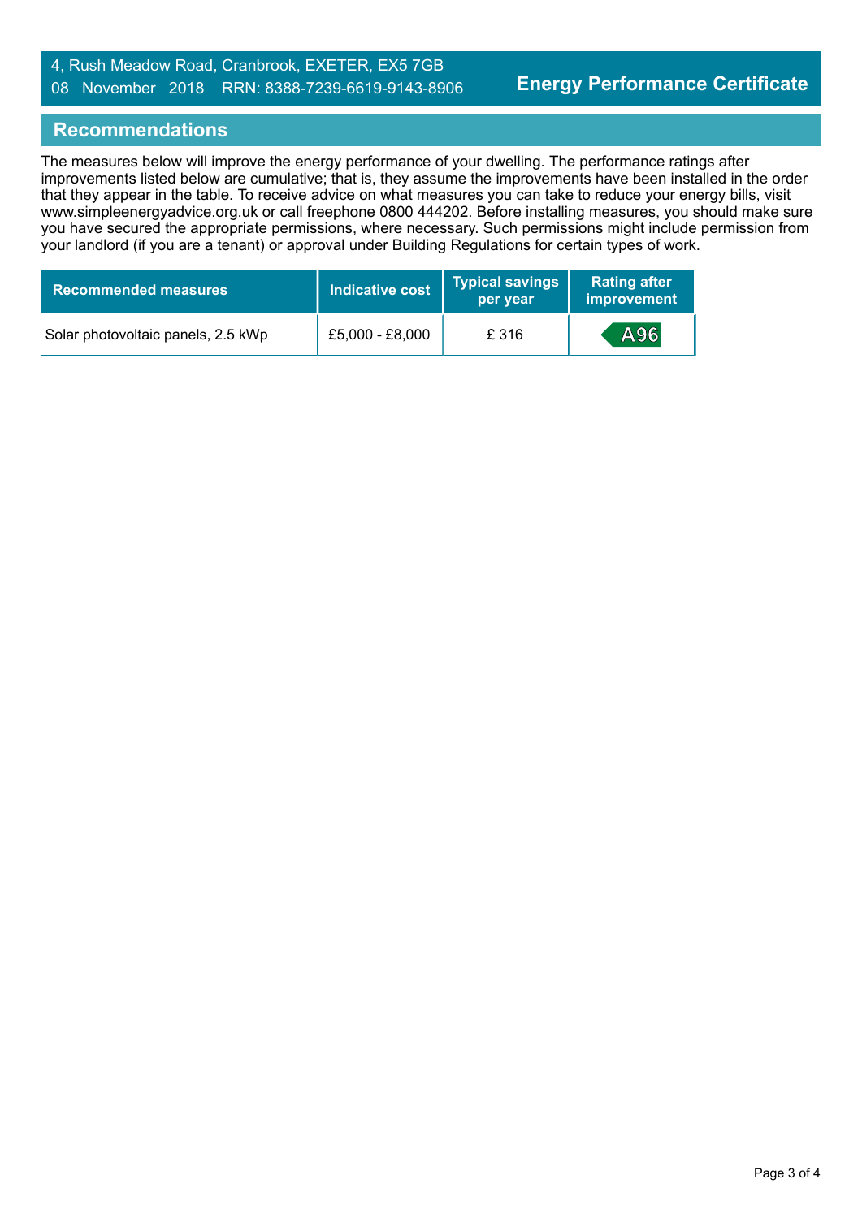4, Rush Meadow Road, Cranbrook, EXETER, EX5 7GB
08 November 2018 RRN: 8388-7239-6619-9143-8906

**Energy Performance Certificate**

## Recommendations

The measures below will improve the energy performance of your dwelling. The performance ratings after improvements listed below are cumulative; that is, they assume the improvements have been installed in the order that they appear in the table. To receive advice on what measures you can take to reduce your energy bills, visit www.simpleenergyadvice.org.uk or call freephone 0800 444202. Before installing measures, you should make sure you have secured the appropriate permissions, where necessary. Such permissions might include permission from your landlord (if you are a tenant) or approval under Building Regulations for certain types of work.

| Recommended measures | Indicative cost | Typical savings per year | Rating after improvement |
|---|---|---|---|
| Solar photovoltaic panels, 2.5 kWp | £5,000 - £8,000 | £ 316 | A96 |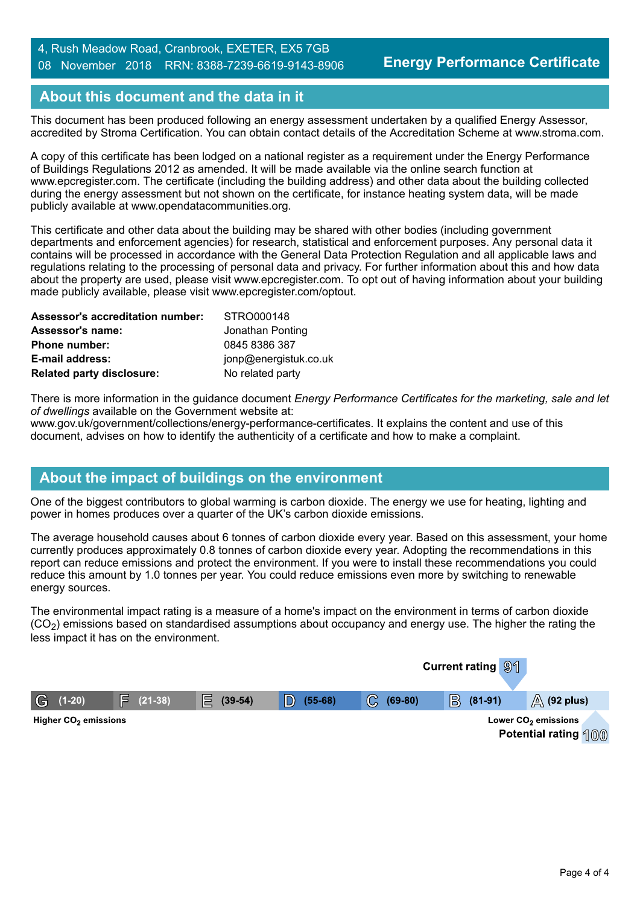4, Rush Meadow Road, Cranbrook, EXETER, EX5 7GB
08 November 2018 RRN: 8388-7239-6619-9143-8906

**Energy Performance Certificate**

## About this document and the data in it

This document has been produced following an energy assessment undertaken by a qualified Energy Assessor, accredited by Stroma Certification. You can obtain contact details of the Accreditation Scheme at www.stroma.com.

A copy of this certificate has been lodged on a national register as a requirement under the Energy Performance of Buildings Regulations 2012 as amended. It will be made available via the online search function at www.epcregister.com. The certificate (including the building address) and other data about the building collected during the energy assessment but not shown on the certificate, for instance heating system data, will be made publicly available at www.opendatacommunities.org.

This certificate and other data about the building may be shared with other bodies (including government departments and enforcement agencies) for research, statistical and enforcement purposes. Any personal data it contains will be processed in accordance with the General Data Protection Regulation and all applicable laws and regulations relating to the processing of personal data and privacy. For further information about this and how data about the property are used, please visit www.epcregister.com. To opt out of having information about your building made publicly available, please visit www.epcregister.com/optout.

| | |
|---|---|
| **Assessor's accreditation number:** | STRO000148 |
| **Assessor's name:** | Jonathan Ponting |
| **Phone number:** | 0845 8386 387 |
| **E-mail address:** | jonp@energistuk.co.uk |
| **Related party disclosure:** | No related party |

There is more information in the guidance document *Energy Performance Certificates for the marketing, sale and let of dwellings* available on the Government website at: www.gov.uk/government/collections/energy-performance-certificates. It explains the content and use of this document, advises on how to identify the authenticity of a certificate and how to make a complaint.

## About the impact of buildings on the environment

One of the biggest contributors to global warming is carbon dioxide. The energy we use for heating, lighting and power in homes produces over a quarter of the UK's carbon dioxide emissions.

The average household causes about 6 tonnes of carbon dioxide every year. Based on this assessment, your home currently produces approximately 0.8 tonnes of carbon dioxide every year. Adopting the recommendations in this report can reduce emissions and protect the environment. If you were to install these recommendations you could reduce this amount by 1.0 tonnes per year. You could reduce emissions even more by switching to renewable energy sources.

The environmental impact rating is a measure of a home's impact on the environment in terms of carbon dioxide ($CO_2$) emissions based on standardised assumptions about occupancy and energy use. The higher the rating the less impact it has on the environment.

Current rating 91

G (1-20)
F (21-38)
E (39-54)
D (55-68)
C (69-80)
B (81-91)
A (92 plus)

Higher $CO_2$ emissions
Lower $CO_2$ emissions

Potential rating 100